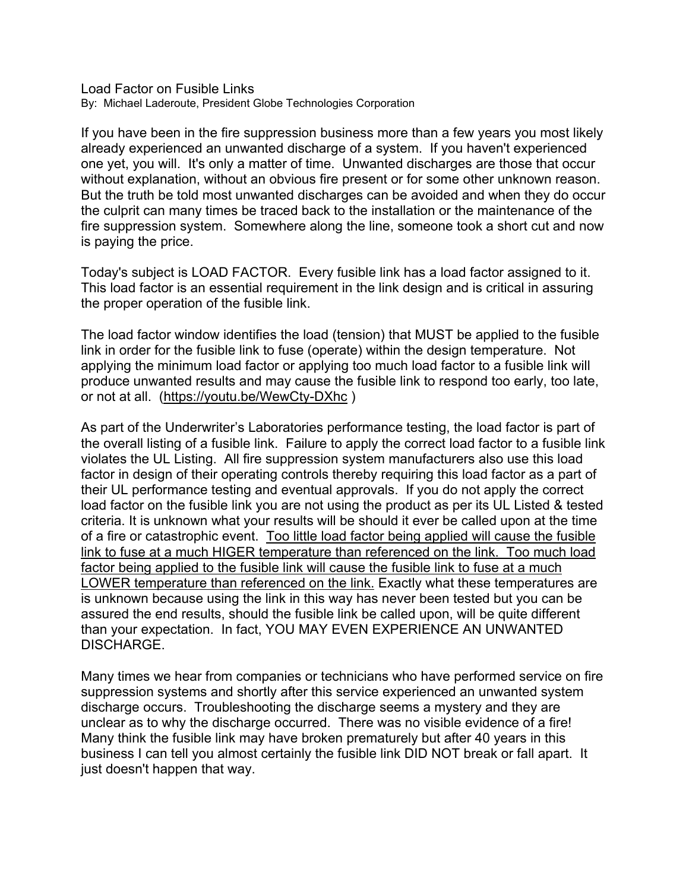# Load Factor on Fusible Links

By: Michael Laderoute, President Globe Technologies Corporation

If you have been in the fire suppression business more than a few years you most likely already experienced an unwanted discharge of a system. If you haven't experienced one yet, you will. It's only a matter of time. Unwanted discharges are those that occur without explanation, without an obvious fire present or for some other unknown reason. But the truth be told most unwanted discharges can be avoided and when they do occur the culprit can many times be traced back to the installation or the maintenance of the fire suppression system. Somewhere along the line, someone took a short cut and now is paying the price.

Today's subject is LOAD FACTOR. Every fusible link has a load factor assigned to it. This load factor is an essential requirement in the link design and is critical in assuring the proper operation of the fusible link.

The load factor window identifies the load (tension) that MUST be applied to the fusible link in order for the fusible link to fuse (operate) within the design temperature. Not applying the minimum load factor or applying too much load factor to a fusible link will produce unwanted results and may cause the fusible link to respond too early, too late, or not at all. (https://youtu.be/WewCty-DXhc )

As part of the Underwriter's Laboratories performance testing, the load factor is part of the overall listing of a fusible link. Failure to apply the correct load factor to a fusible link violates the UL Listing. All fire suppression system manufacturers also use this load factor in design of their operating controls thereby requiring this load factor as a part of their UL performance testing and eventual approvals. If you do not apply the correct load factor on the fusible link you are not using the product as per its UL Listed & tested criteria. It is unknown what your results will be should it ever be called upon at the time of a fire or catastrophic event. <u>Too little load factor being applied will cause the fusible link to fuse at a much HIGER temperature than referenced on the link. Too much load factor being applied to the fusible link will cause the fusible link to fuse at a much LOWER temperature than referenced on the link.</u> Exactly what these temperatures are is unknown because using the link in this way has never been tested but you can be assured the end results, should the fusible link be called upon, will be quite different than your expectation. In fact, YOU MAY EVEN EXPERIENCE AN UNWANTED DISCHARGE.

Many times we hear from companies or technicians who have performed service on fire suppression systems and shortly after this service experienced an unwanted system discharge occurs. Troubleshooting the discharge seems a mystery and they are unclear as to why the discharge occurred. There was no visible evidence of a fire! Many think the fusible link may have broken prematurely but after 40 years in this business I can tell you almost certainly the fusible link DID NOT break or fall apart. It just doesn't happen that way.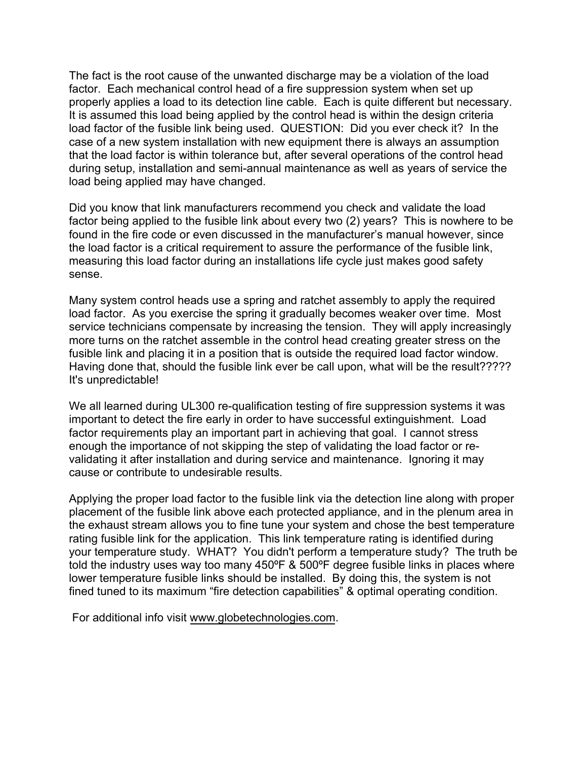The fact is the root cause of the unwanted discharge may be a violation of the load factor. Each mechanical control head of a fire suppression system when set up properly applies a load to its detection line cable. Each is quite different but necessary. It is assumed this load being applied by the control head is within the design criteria load factor of the fusible link being used. QUESTION: Did you ever check it? In the case of a new system installation with new equipment there is always an assumption that the load factor is within tolerance but, after several operations of the control head during setup, installation and semi-annual maintenance as well as years of service the load being applied may have changed.

Did you know that link manufacturers recommend you check and validate the load factor being applied to the fusible link about every two (2) years? This is nowhere to be found in the fire code or even discussed in the manufacturer's manual however, since the load factor is a critical requirement to assure the performance of the fusible link, measuring this load factor during an installations life cycle just makes good safety sense.

Many system control heads use a spring and ratchet assembly to apply the required load factor. As you exercise the spring it gradually becomes weaker over time. Most service technicians compensate by increasing the tension. They will apply increasingly more turns on the ratchet assemble in the control head creating greater stress on the fusible link and placing it in a position that is outside the required load factor window. Having done that, should the fusible link ever be call upon, what will be the result????? It's unpredictable!

We all learned during UL300 re-qualification testing of fire suppression systems it was important to detect the fire early in order to have successful extinguishment. Load factor requirements play an important part in achieving that goal. I cannot stress enough the importance of not skipping the step of validating the load factor or re-validating it after installation and during service and maintenance. Ignoring it may cause or contribute to undesirable results.

Applying the proper load factor to the fusible link via the detection line along with proper placement of the fusible link above each protected appliance, and in the plenum area in the exhaust stream allows you to fine tune your system and chose the best temperature rating fusible link for the application. This link temperature rating is identified during your temperature study. WHAT? You didn't perform a temperature study? The truth be told the industry uses way too many 450ºF & 500ºF degree fusible links in places where lower temperature fusible links should be installed. By doing this, the system is not fined tuned to its maximum "fire detection capabilities" & optimal operating condition.

For additional info visit www.globetechnologies.com.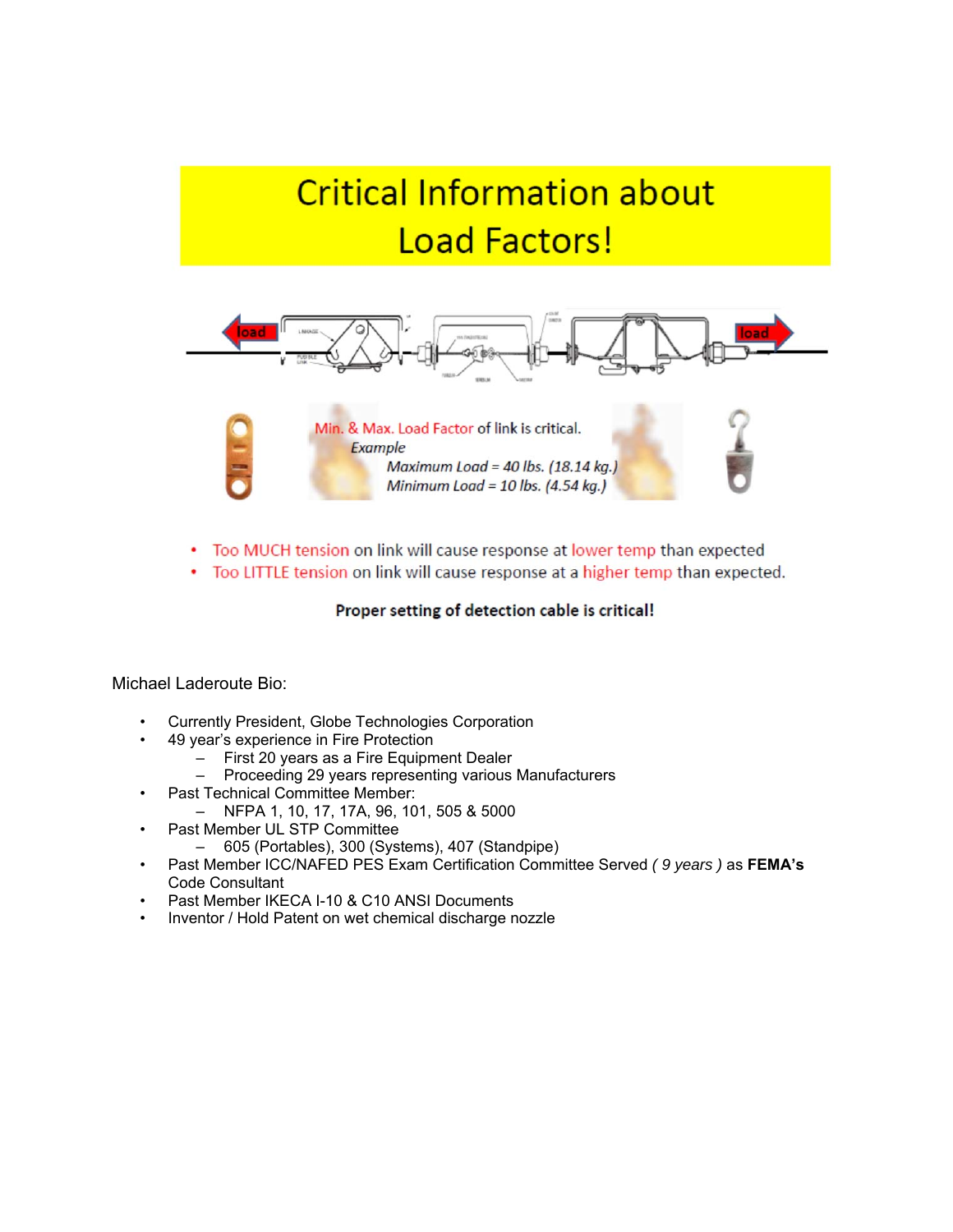# Critical Information about Load Factors!

load

load

Min. & Max. Load Factor of link is critical.

*Example*

*Maximum Load = 40 lbs. (18.14 kg.)*

*Minimum Load = 10 lbs. (4.54 kg.)*

- Too MUCH tension on link will cause response at lower temp than expected
- Too LITTLE tension on link will cause response at a higher temp than expected.

**Proper setting of detection cable is critical!**

Michael Laderoute Bio:

- Currently President, Globe Technologies Corporation
- 49 year's experience in Fire Protection
  - First 20 years as a Fire Equipment Dealer
  - Proceeding 29 years representing various Manufacturers
- Past Technical Committee Member:
  - NFPA 1, 10, 17, 17A, 96, 101, 505 & 5000
- Past Member UL STP Committee
  - 605 (Portables), 300 (Systems), 407 (Standpipe)
- Past Member ICC/NAFED PES Exam Certification Committee Served ( *9 years* ) as **FEMA's** Code Consultant
- Past Member IKECA I-10 & C10 ANSI Documents
- Inventor / Hold Patent on wet chemical discharge nozzle